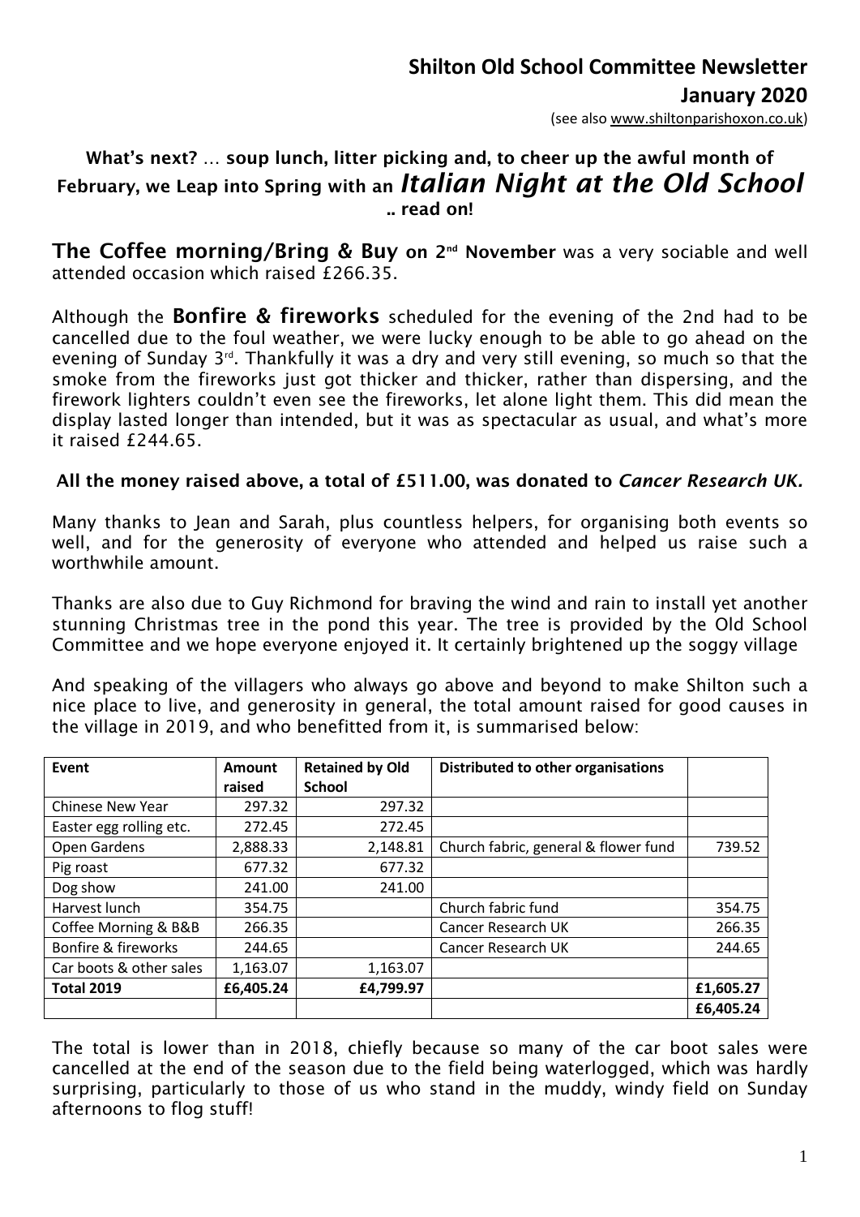# Shilton Old School Committee Newsletter

## January 2020

(see also www.shiltonparishoxon.co.uk)

**What's next? … soup lunch, litter picking and, to cheer up the awful month of February, we Leap into Spring with an *Italian Night at the Old School* .. read on!**

**The Coffee morning/Bring & Buy on 2nd November** was a very sociable and well attended occasion which raised £266.35.

Although the **Bonfire & fireworks** scheduled for the evening of the 2nd had to be cancelled due to the foul weather, we were lucky enough to be able to go ahead on the evening of Sunday 3rd. Thankfully it was a dry and very still evening, so much so that the smoke from the fireworks just got thicker and thicker, rather than dispersing, and the firework lighters couldn't even see the fireworks, let alone light them. This did mean the display lasted longer than intended, but it was as spectacular as usual, and what's more it raised £244.65.

**All the money raised above, a total of £511.00, was donated to *Cancer Research UK.***

Many thanks to Jean and Sarah, plus countless helpers, for organising both events so well, and for the generosity of everyone who attended and helped us raise such a worthwhile amount.

Thanks are also due to Guy Richmond for braving the wind and rain to install yet another stunning Christmas tree in the pond this year. The tree is provided by the Old School Committee and we hope everyone enjoyed it. It certainly brightened up the soggy village

And speaking of the villagers who always go above and beyond to make Shilton such a nice place to live, and generosity in general, the total amount raised for good causes in the village in 2019, and who benefitted from it, is summarised below:

| Event | Amount raised | Retained by Old School | Distributed to other organisations | |
|---|---|---|---|---|
| Chinese New Year | 297.32 | 297.32 | | |
| Easter egg rolling etc. | 272.45 | 272.45 | | |
| Open Gardens | 2,888.33 | 2,148.81 | Church fabric, general & flower fund | 739.52 |
| Pig roast | 677.32 | 677.32 | | |
| Dog show | 241.00 | 241.00 | | |
| Harvest lunch | 354.75 | | Church fabric fund | 354.75 |
| Coffee Morning & B&B | 266.35 | | Cancer Research UK | 266.35 |
| Bonfire & fireworks | 244.65 | | Cancer Research UK | 244.65 |
| Car boots & other sales | 1,163.07 | 1,163.07 | | |
| **Total 2019** | **£6,405.24** | **£4,799.97** | | **£1,605.27** |
| | | | | **£6,405.24** |

The total is lower than in 2018, chiefly because so many of the car boot sales were cancelled at the end of the season due to the field being waterlogged, which was hardly surprising, particularly to those of us who stand in the muddy, windy field on Sunday afternoons to flog stuff!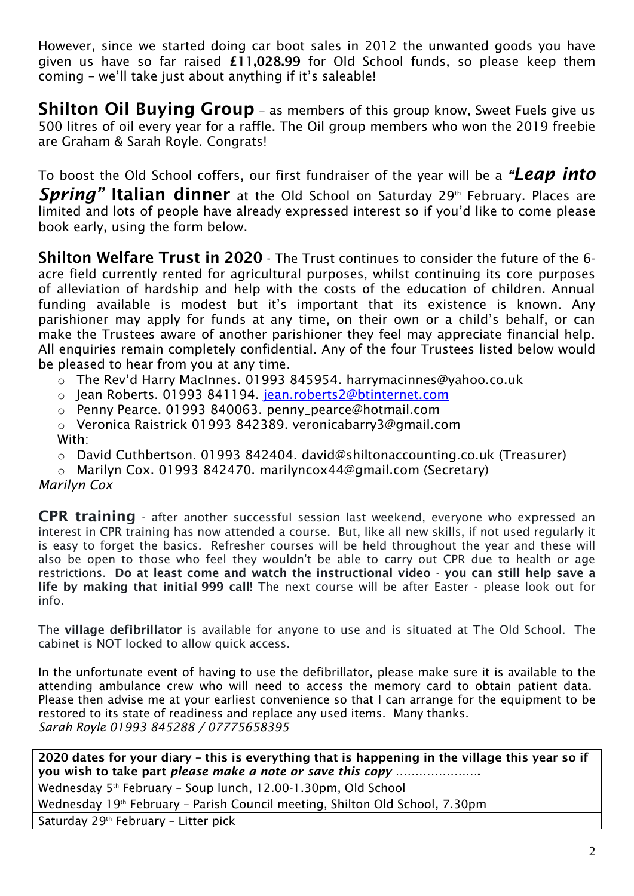However, since we started doing car boot sales in 2012 the unwanted goods you have given us have so far raised **£11,028.99** for Old School funds, so please keep them coming – we'll take just about anything if it's saleable!

**Shilton Oil Buying Group** – as members of this group know, Sweet Fuels give us 500 litres of oil every year for a raffle. The Oil group members who won the 2019 freebie are Graham & Sarah Royle. Congrats!

To boost the Old School coffers, our first fundraiser of the year will be a ***"Leap into Spring"*** **Italian dinner** at the Old School on Saturday 29th February. Places are limited and lots of people have already expressed interest so if you'd like to come please book early, using the form below.

**Shilton Welfare Trust in 2020** - The Trust continues to consider the future of the 6-acre field currently rented for agricultural purposes, whilst continuing its core purposes of alleviation of hardship and help with the costs of the education of children. Annual funding available is modest but it's important that its existence is known. Any parishioner may apply for funds at any time, on their own or a child's behalf, or can make the Trustees aware of another parishioner they feel may appreciate financial help. All enquiries remain completely confidential. Any of the four Trustees listed below would be pleased to hear from you at any time.

- The Rev'd Harry MacInnes. 01993 845954. harrymacinnes@yahoo.co.uk
- Jean Roberts. 01993 841194. jean.roberts2@btinternet.com
- Penny Pearce. 01993 840063. penny_pearce@hotmail.com
- Veronica Raistrick 01993 842389. veronicabarry3@gmail.com

With:

- David Cuthbertson. 01993 842404. david@shiltonaccounting.co.uk (Treasurer)
- Marilyn Cox. 01993 842470. marilyncox44@gmail.com (Secretary)

*Marilyn Cox*

**CPR training** - after another successful session last weekend, everyone who expressed an interest in CPR training has now attended a course. But, like all new skills, if not used regularly it is easy to forget the basics. Refresher courses will be held throughout the year and these will also be open to those who feel they wouldn't be able to carry out CPR due to health or age restrictions. **Do at least come and watch the instructional video - you can still help save a life by making that initial 999 call!** The next course will be after Easter - please look out for info.

The **village defibrillator** is available for anyone to use and is situated at The Old School. The cabinet is NOT locked to allow quick access.

In the unfortunate event of having to use the defibrillator, please make sure it is available to the attending ambulance crew who will need to access the memory card to obtain patient data. Please then advise me at your earliest convenience so that I can arrange for the equipment to be restored to its state of readiness and replace any used items. Many thanks.
*Sarah Royle 01993 845288 / 07775658395*

| **2020 dates for your diary – this is everything that is happening in the village this year so if you wish to take part *please make a note or save this copy* ………………….** |
|---|
| Wednesday 5th February – Soup lunch, 12.00-1.30pm, Old School |
| Wednesday 19th February – Parish Council meeting, Shilton Old School, 7.30pm |
| Saturday 29th February – Litter pick |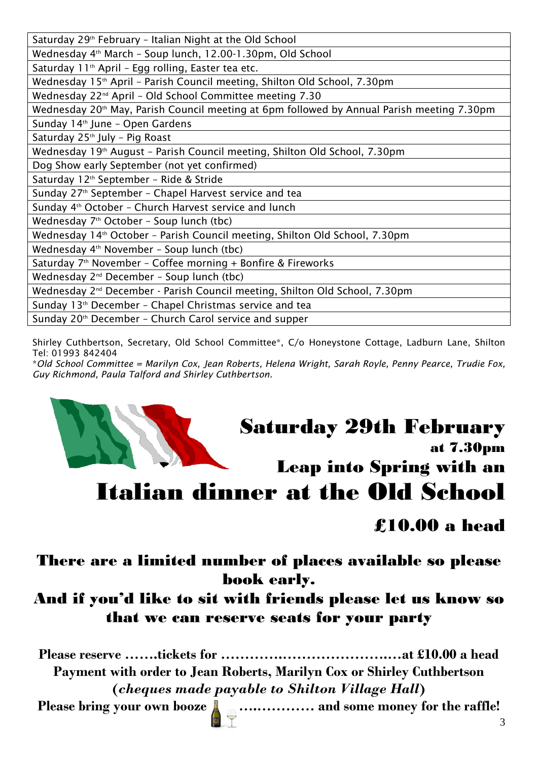| |
|---|
| Saturday 29th February – Italian Night at the Old School |
| Wednesday 4th March – Soup lunch, 12.00-1.30pm, Old School |
| Saturday 11th April – Egg rolling, Easter tea etc. |
| Wednesday 15th April – Parish Council meeting, Shilton Old School, 7.30pm |
| Wednesday 22nd April – Old School Committee meeting 7.30 |
| Wednesday 20th May, Parish Council meeting at 6pm followed by Annual Parish meeting 7.30pm |
| Sunday 14th June – Open Gardens |
| Saturday 25th July – Pig Roast |
| Wednesday 19th August – Parish Council meeting, Shilton Old School, 7.30pm |
| Dog Show early September (not yet confirmed) |
| Saturday 12th September – Ride & Stride |
| Sunday 27th September – Chapel Harvest service and tea |
| Sunday 4th October – Church Harvest service and lunch |
| Wednesday 7th October – Soup lunch (tbc) |
| Wednesday 14th October – Parish Council meeting, Shilton Old School, 7.30pm |
| Wednesday 4th November – Soup lunch (tbc) |
| Saturday 7th November – Coffee morning + Bonfire & Fireworks |
| Wednesday 2nd December – Soup lunch (tbc) |
| Wednesday 2nd December - Parish Council meeting, Shilton Old School, 7.30pm |
| Sunday 13th December – Chapel Christmas service and tea |
| Sunday 20th December – Church Carol service and supper |

Shirley Cuthbertson, Secretary, Old School Committee*, C/o Honeystone Cottage, Ladburn Lane, Shilton Tel: 01993 842404

**Old School Committee = Marilyn Cox, Jean Roberts, Helena Wright, Sarah Royle, Penny Pearce, Trudie Fox, Guy Richmond, Paula Talford and Shirley Cuthbertson.*

## Saturday 29th February

**at 7.30pm**

**Leap into Spring with an**

# Italian dinner at the Old School

## £10.00 a head

**There are a limited number of places available so please book early.**

**And if you'd like to sit with friends please let us know so that we can reserve seats for your party**

**Please reserve …….tickets for ……………………………….…at £10.00 a head**

**Payment with order to Jean Roberts, Marilyn Cox or Shirley Cuthbertson**

**(*cheques made payable to Shilton Village Hall*)**

**Please bring your own booze …………… and some money for the raffle!**